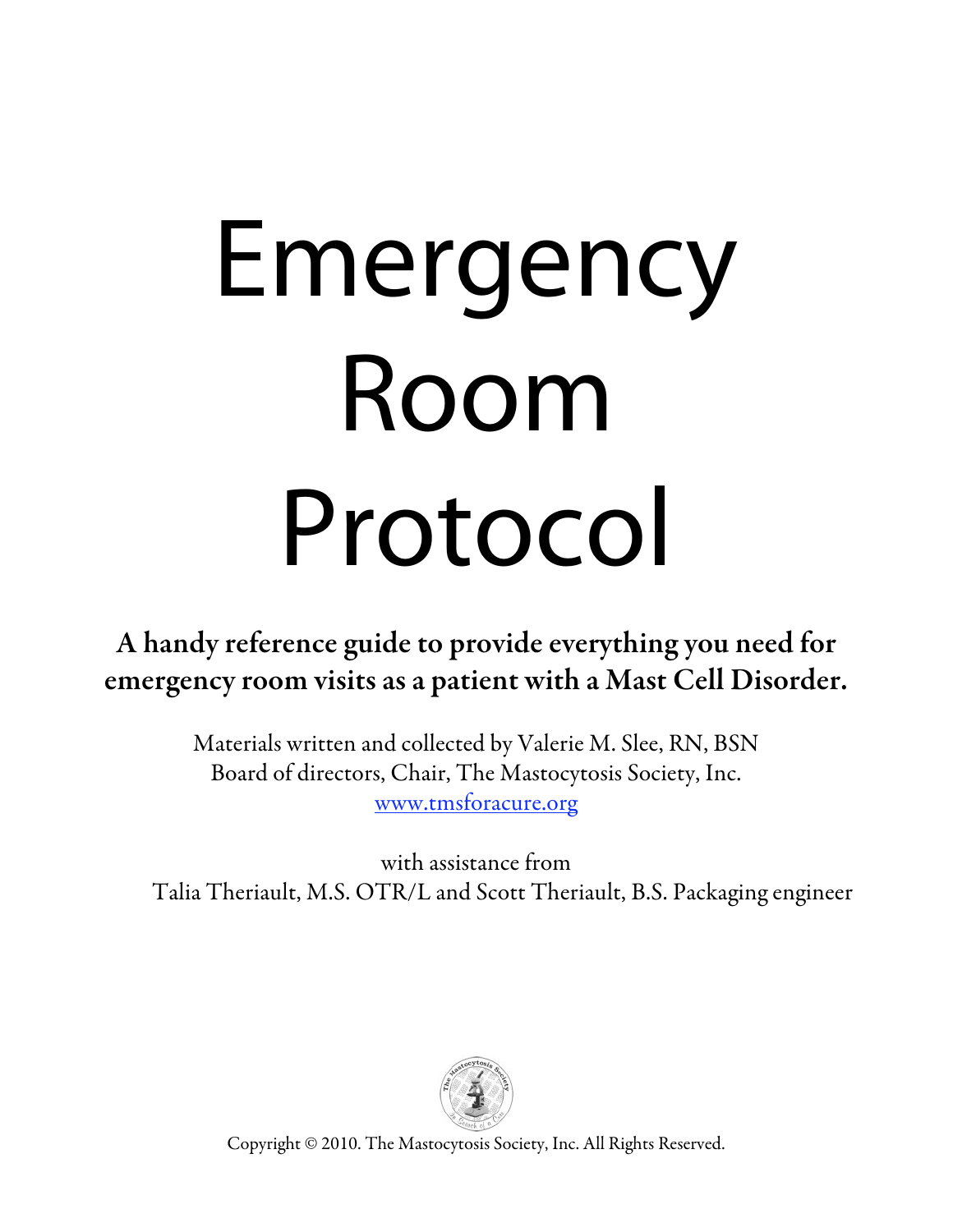# Emergency Room Protocol

**A handy reference guide to provide everything you need for emergency room visits as a patient with a Mast Cell Disorder.**

Materials written and collected by Valerie M. Slee, RN, BSN
Board of directors, Chair, The Mastocytosis Society, Inc.
www.tmsforacure.org

with assistance from
Talia Theriault, M.S. OTR/L and Scott Theriault, B.S. Packaging engineer

Copyright © 2010. The Mastocytosis Society, Inc. All Rights Reserved.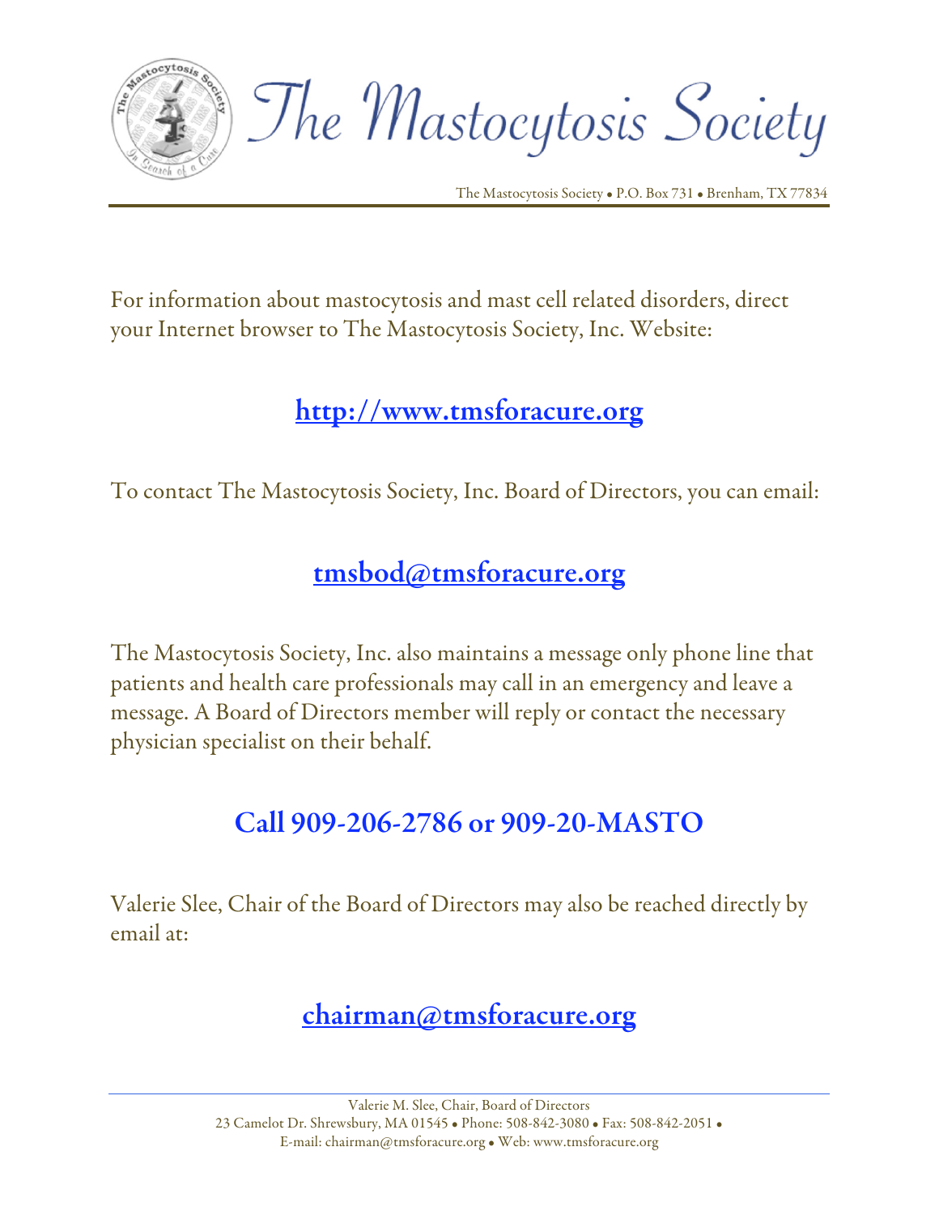# The Mastocytosis Society

The Mastocytosis Society • P.O. Box 731 • Brenham, TX 77834

For information about mastocytosis and mast cell related disorders, direct your Internet browser to The Mastocytosis Society, Inc. Website:

**http://www.tmsforacure.org**

To contact The Mastocytosis Society, Inc. Board of Directors, you can email:

**tmsbod@tmsforacure.org**

The Mastocytosis Society, Inc. also maintains a message only phone line that patients and health care professionals may call in an emergency and leave a message. A Board of Directors member will reply or contact the necessary physician specialist on their behalf.

**Call 909-206-2786 or 909-20-MASTO**

Valerie Slee, Chair of the Board of Directors may also be reached directly by email at:

**chairman@tmsforacure.org**

Valerie M. Slee, Chair, Board of Directors
23 Camelot Dr. Shrewsbury, MA 01545 • Phone: 508-842-3080 • Fax: 508-842-2051 •
E-mail: chairman@tmsforacure.org • Web: www.tmsforacure.org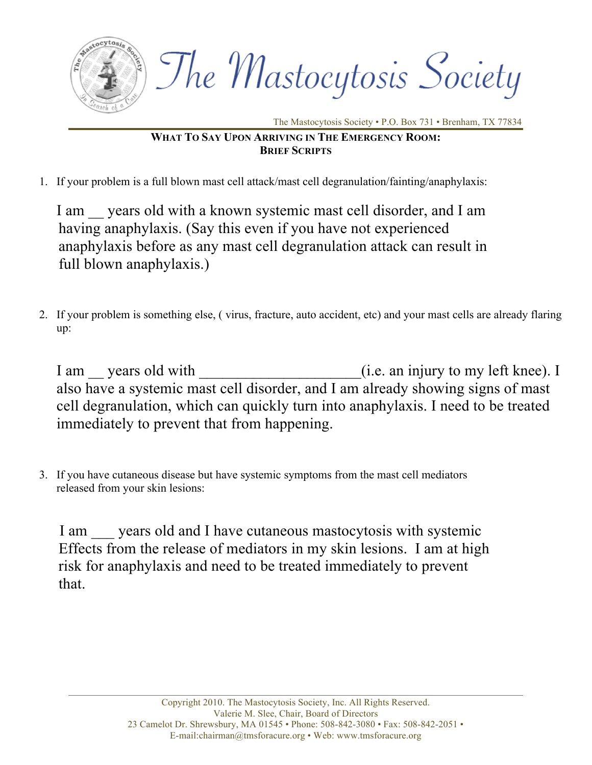# The Mastocytosis Society

The Mastocytosis Society • P.O. Box 731 • Brenham, TX 77834

**WHAT TO SAY UPON ARRIVING IN THE EMERGENCY ROOM: BRIEF SCRIPTS**

1. If your problem is a full blown mast cell attack/mast cell degranulation/fainting/anaphylaxis:

   I am __ years old with a known systemic mast cell disorder, and I am having anaphylaxis. (Say this even if you have not experienced anaphylaxis before as any mast cell degranulation attack can result in full blown anaphylaxis.)

2. If your problem is something else, ( virus, fracture, auto accident, etc) and your mast cells are already flaring up:

   I am __ years old with ____________________(i.e. an injury to my left knee). I also have a systemic mast cell disorder, and I am already showing signs of mast cell degranulation, which can quickly turn into anaphylaxis. I need to be treated immediately to prevent that from happening.

3. If you have cutaneous disease but have systemic symptoms from the mast cell mediators released from your skin lesions:

   I am ___ years old and I have cutaneous mastocytosis with systemic Effects from the release of mediators in my skin lesions. I am at high risk for anaphylaxis and need to be treated immediately to prevent that.

Copyright 2010. The Mastocytosis Society, Inc. All Rights Reserved.
Valerie M. Slee, Chair, Board of Directors
23 Camelot Dr. Shrewsbury, MA 01545 • Phone: 508-842-3080 • Fax: 508-842-2051 •
E-mail:chairman@tmsforacure.org • Web: www.tmsforacure.org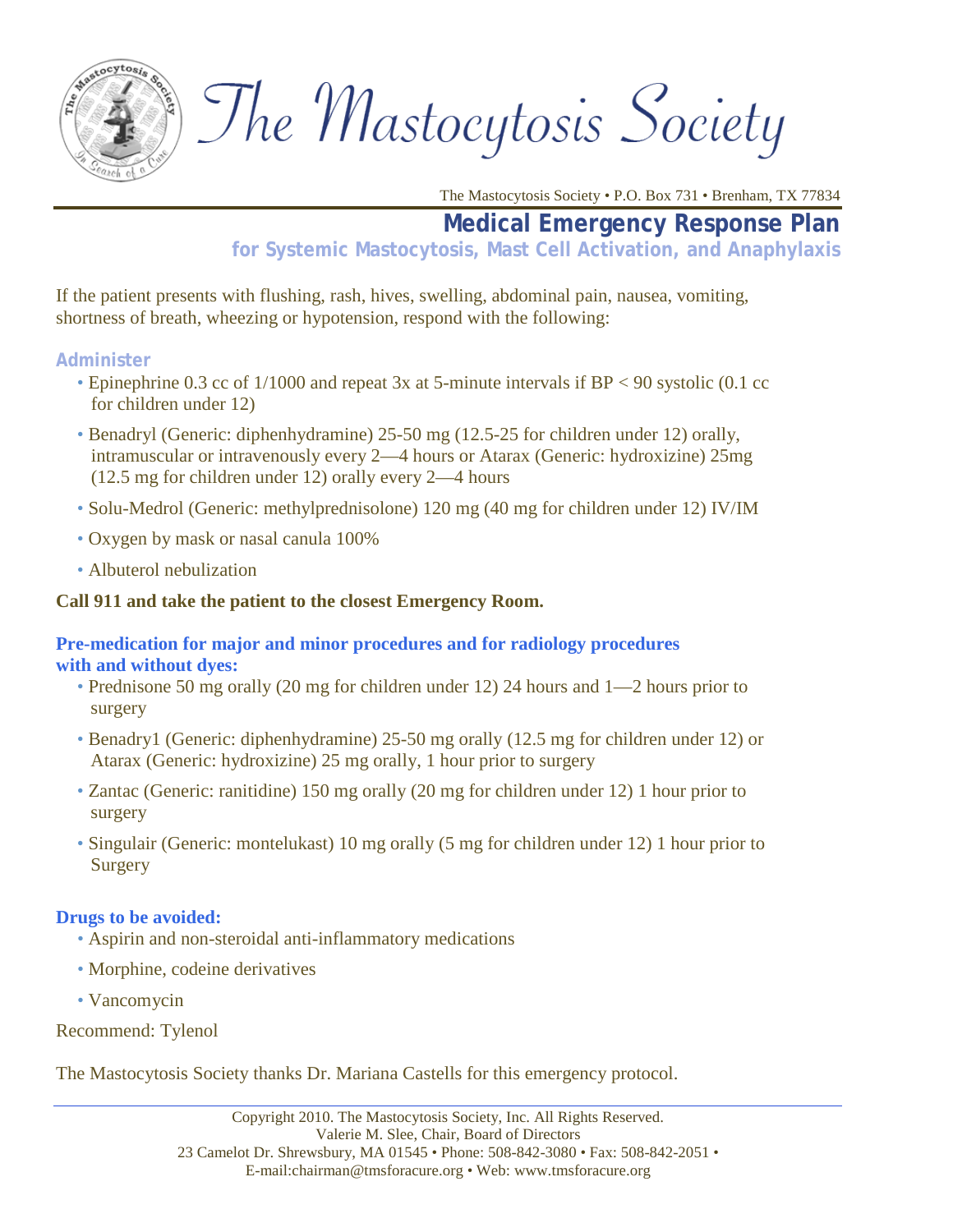# The Mastocytosis Society

The Mastocytosis Society • P.O. Box 731 • Brenham, TX 77834

## Medical Emergency Response Plan

### for Systemic Mastocytosis, Mast Cell Activation, and Anaphylaxis

If the patient presents with flushing, rash, hives, swelling, abdominal pain, nausea, vomiting, shortness of breath, wheezing or hypotension, respond with the following:

### Administer

- Epinephrine 0.3 cc of 1/1000 and repeat 3x at 5-minute intervals if BP < 90 systolic (0.1 cc for children under 12)
- Benadryl (Generic: diphenhydramine) 25-50 mg (12.5-25 for children under 12) orally, intramuscular or intravenously every 2—4 hours or Atarax (Generic: hydroxizine) 25mg (12.5 mg for children under 12) orally every 2—4 hours
- Solu-Medrol (Generic: methylprednisolone) 120 mg (40 mg for children under 12) IV/IM
- Oxygen by mask or nasal canula 100%
- Albuterol nebulization

**Call 911 and take the patient to the closest Emergency Room.**

### Pre-medication for major and minor procedures and for radiology procedures with and without dyes:

- Prednisone 50 mg orally (20 mg for children under 12) 24 hours and 1—2 hours prior to surgery
- Benadry1 (Generic: diphenhydramine) 25-50 mg orally (12.5 mg for children under 12) or Atarax (Generic: hydroxizine) 25 mg orally, 1 hour prior to surgery
- Zantac (Generic: ranitidine) 150 mg orally (20 mg for children under 12) 1 hour prior to surgery
- Singulair (Generic: montelukast) 10 mg orally (5 mg for children under 12) 1 hour prior to Surgery

### Drugs to be avoided:

- Aspirin and non-steroidal anti-inflammatory medications
- Morphine, codeine derivatives
- Vancomycin

Recommend: Tylenol

The Mastocytosis Society thanks Dr. Mariana Castells for this emergency protocol.

Copyright 2010. The Mastocytosis Society, Inc. All Rights Reserved.
Valerie M. Slee, Chair, Board of Directors
23 Camelot Dr. Shrewsbury, MA 01545 • Phone: 508-842-3080 • Fax: 508-842-2051 •
E-mail:chairman@tmsforacure.org • Web: www.tmsforacure.org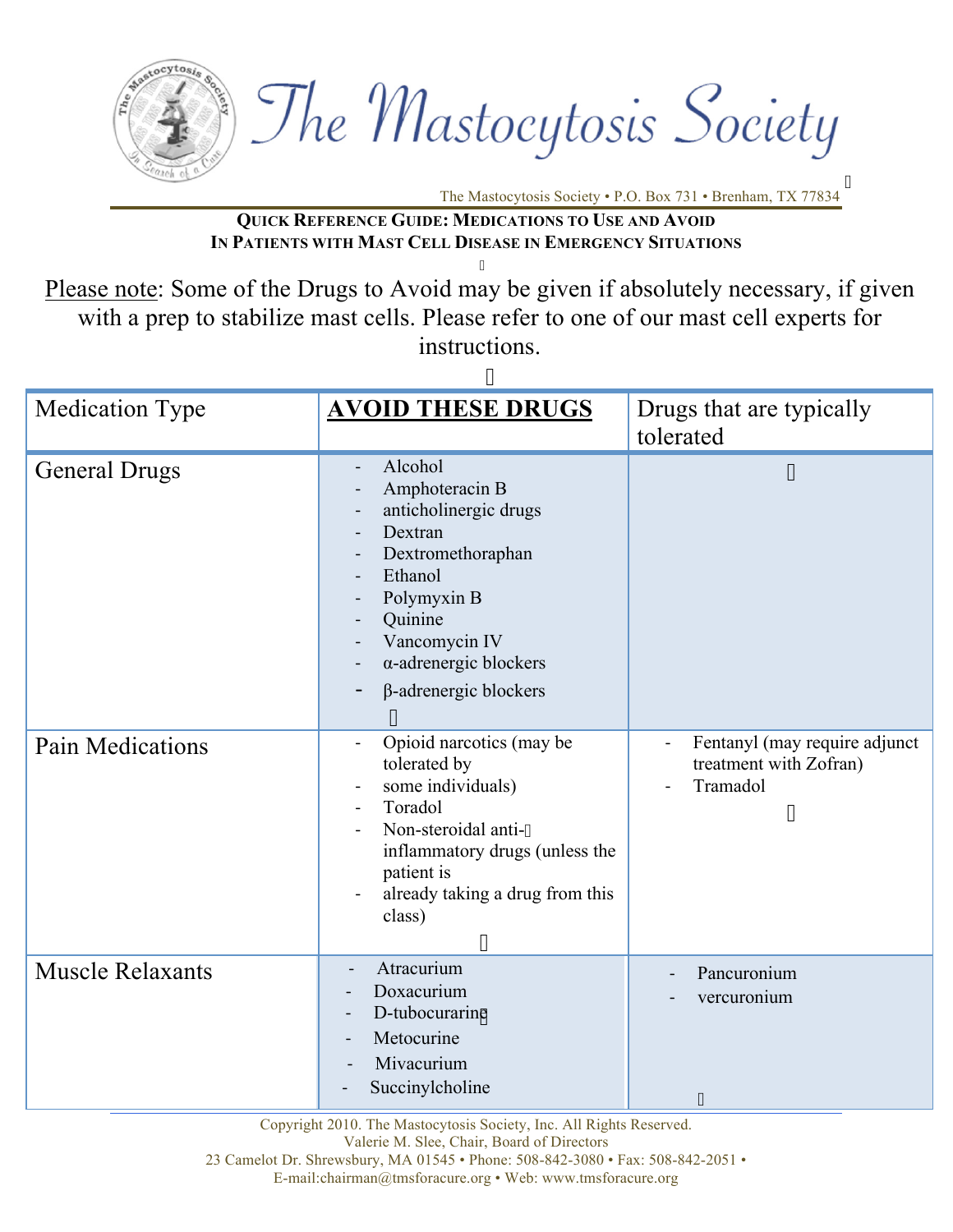# The Mastocytosis Society

The Mastocytosis Society • P.O. Box 731 • Brenham, TX 77834

## Quick Reference Guide: Medications to Use and Avoid In Patients with Mast Cell Disease in Emergency Situations

Please note: Some of the Drugs to Avoid may be given if absolutely necessary, if given with a prep to stabilize mast cells. Please refer to one of our mast cell experts for instructions.

| Medication Type | **AVOID THESE DRUGS** | Drugs that are typically tolerated |
|---|---|---|
| General Drugs | - Alcohol<br>- Amphoteracin B<br>- anticholinergic drugs<br>- Dextran<br>- Dextromethoraphan<br>- Ethanol<br>- Polymyxin B<br>- Quinine<br>- Vancomycin IV<br>- α-adrenergic blockers<br>- β-adrenergic blockers | |
| Pain Medications | - Opioid narcotics (may be tolerated by<br>- some individuals)<br>- Toradol<br>- Non-steroidal anti-inflammatory drugs (unless the patient is<br>- already taking a drug from this class) | - Fentanyl (may require adjunct treatment with Zofran)<br>- Tramadol |
| Muscle Relaxants | - Atracurium<br>- Doxacurium<br>- D-tubocurarine<br>- Metocurine<br>- Mivacurium<br>- Succinylcholine | - Pancuronium<br>- vercuronium |

Copyright 2010. The Mastocytosis Society, Inc. All Rights Reserved.
Valerie M. Slee, Chair, Board of Directors
23 Camelot Dr. Shrewsbury, MA 01545 • Phone: 508-842-3080 • Fax: 508-842-2051 •
E-mail:chairman@tmsforacure.org • Web: www.tmsforacure.org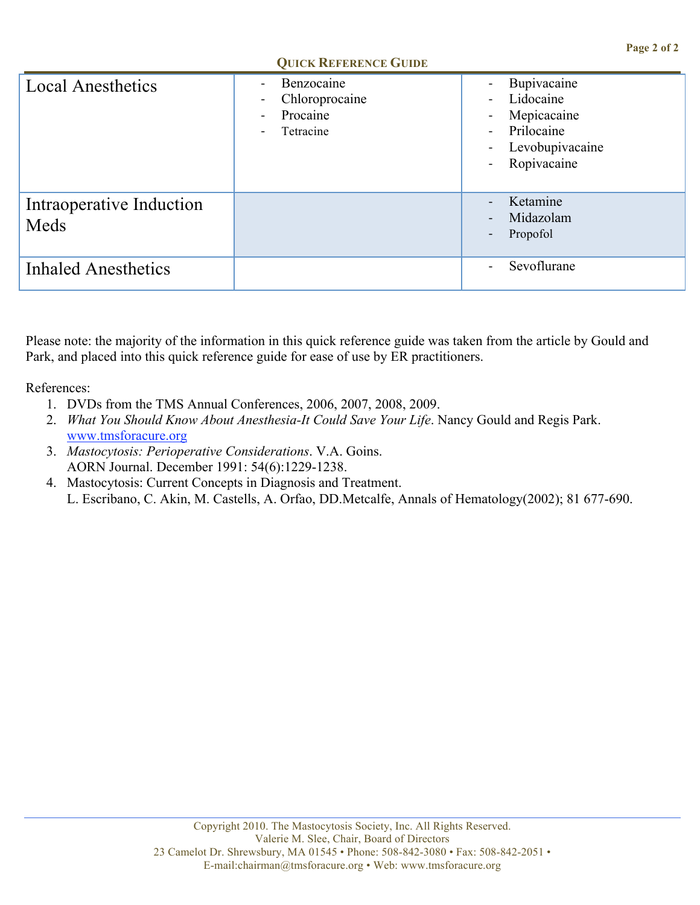**Quick Reference Guide**

| | | |
|---|---|---|
| Local Anesthetics | - Benzocaine<br>- Chloroprocaine<br>- Procaine<br>- Tetracine | - Bupivacaine<br>- Lidocaine<br>- Mepicacaine<br>- Prilocaine<br>- Levobupivacaine<br>- Ropivacaine |
| Intraoperative Induction Meds | | - Ketamine<br>- Midazolam<br>- Propofol |
| Inhaled Anesthetics | | - Sevoflurane |

Please note: the majority of the information in this quick reference guide was taken from the article by Gould and Park, and placed into this quick reference guide for ease of use by ER practitioners.

References:

1. DVDs from the TMS Annual Conferences, 2006, 2007, 2008, 2009.
2. *What You Should Know About Anesthesia-It Could Save Your Life*. Nancy Gould and Regis Park. www.tmsforacure.org
3. *Mastocytosis: Perioperative Considerations*. V.A. Goins. AORN Journal. December 1991: 54(6):1229-1238.
4. Mastocytosis: Current Concepts in Diagnosis and Treatment. L. Escribano, C. Akin, M. Castells, A. Orfao, DD.Metcalfe, Annals of Hematology(2002); 81 677-690.

Copyright 2010. The Mastocytosis Society, Inc. All Rights Reserved.
Valerie M. Slee, Chair, Board of Directors
23 Camelot Dr. Shrewsbury, MA 01545 • Phone: 508-842-3080 • Fax: 508-842-2051 •
E-mail:chairman@tmsforacure.org • Web: www.tmsforacure.org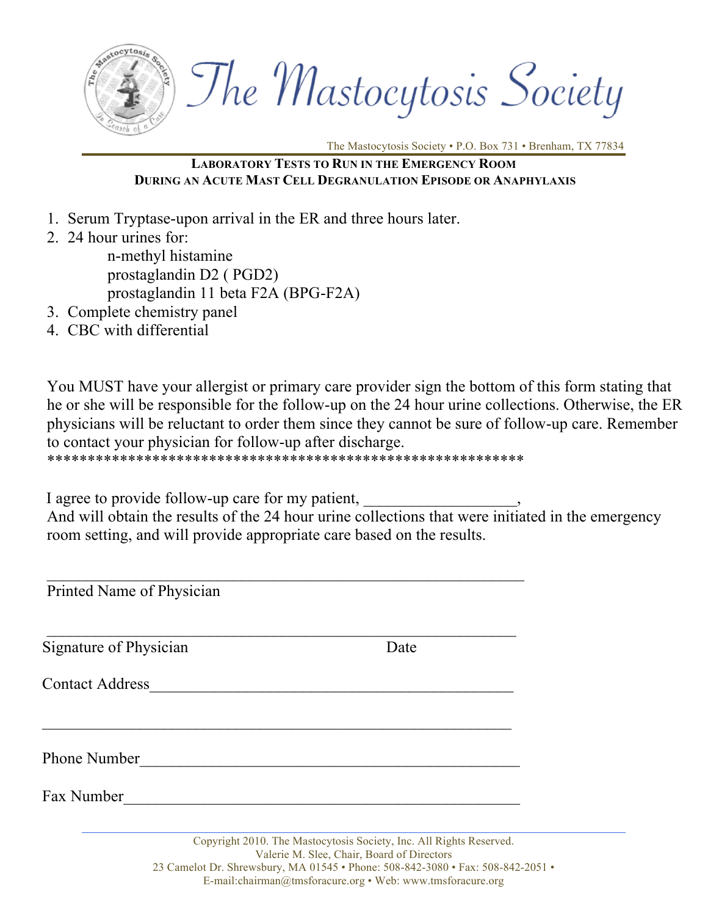# The Mastocytosis Society

The Mastocytosis Society • P.O. Box 731 • Brenham, TX 77834

**LABORATORY TESTS TO RUN IN THE EMERGENCY ROOM DURING AN ACUTE MAST CELL DEGRANULATION EPISODE OR ANAPHYLAXIS**

1. Serum Tryptase-upon arrival in the ER and three hours later.
2. 24 hour urines for:
   - n-methyl histamine
   - prostaglandin D2 ( PGD2)
   - prostaglandin 11 beta F2A (BPG-F2A)
3. Complete chemistry panel
4. CBC with differential

You MUST have your allergist or primary care provider sign the bottom of this form stating that he or she will be responsible for the follow-up on the 24 hour urine collections. Otherwise, the ER physicians will be reluctant to order them since they cannot be sure of follow-up care. Remember to contact your physician for follow-up after discharge.

*********************************************************

I agree to provide follow-up care for my patient, ___________________,
And will obtain the results of the 24 hour urine collections that were initiated in the emergency room setting, and will provide appropriate care based on the results.

____________________________________________________________
Printed Name of Physician

____________________________________________________________
Signature of Physician                                        Date

Contact Address_______________________________________________

____________________________________________________________

Phone Number_________________________________________________

Fax Number___________________________________________________

Copyright 2010. The Mastocytosis Society, Inc. All Rights Reserved.
Valerie M. Slee, Chair, Board of Directors
23 Camelot Dr. Shrewsbury, MA 01545 • Phone: 508-842-3080 • Fax: 508-842-2051 •
E-mail:chairman@tmsforacure.org • Web: www.tmsforacure.org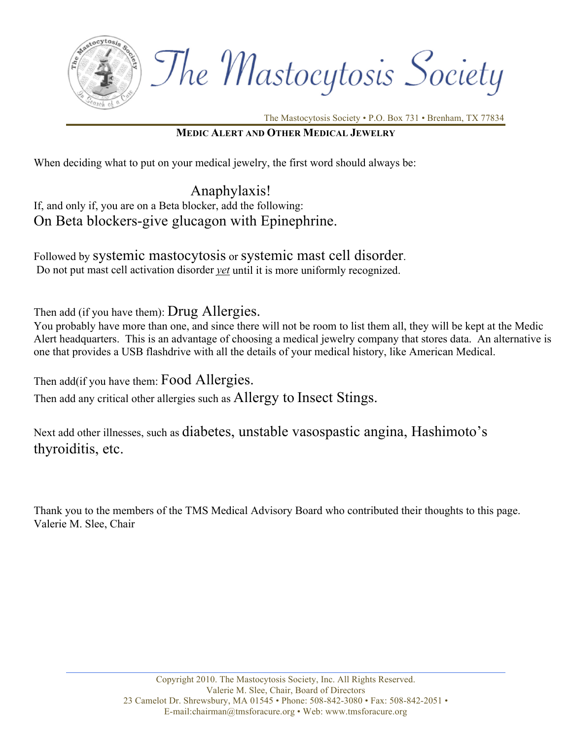# The Mastocytosis Society

The Mastocytosis Society • P.O. Box 731 • Brenham, TX 77834

## MEDIC ALERT AND OTHER MEDICAL JEWELRY

When deciding what to put on your medical jewelry, the first word should always be:

Anaphylaxis!

If, and only if, you are on a Beta blocker, add the following:

On Beta blockers-give glucagon with Epinephrine.

Followed by systemic mastocytosis or systemic mast cell disorder.

Do not put mast cell activation disorder ***yet*** until it is more uniformly recognized.

Then add (if you have them): Drug Allergies.

You probably have more than one, and since there will not be room to list them all, they will be kept at the Medic Alert headquarters. This is an advantage of choosing a medical jewelry company that stores data. An alternative is one that provides a USB flashdrive with all the details of your medical history, like American Medical.

Then add(if you have them: Food Allergies.

Then add any critical other allergies such as Allergy to Insect Stings.

Next add other illnesses, such as diabetes, unstable vasospastic angina, Hashimoto's thyroiditis, etc.

Thank you to the members of the TMS Medical Advisory Board who contributed their thoughts to this page.
Valerie M. Slee, Chair

Copyright 2010. The Mastocytosis Society, Inc. All Rights Reserved.
Valerie M. Slee, Chair, Board of Directors
23 Camelot Dr. Shrewsbury, MA 01545 • Phone: 508-842-3080 • Fax: 508-842-2051 •
E-mail:chairman@tmsforacure.org • Web: www.tmsforacure.org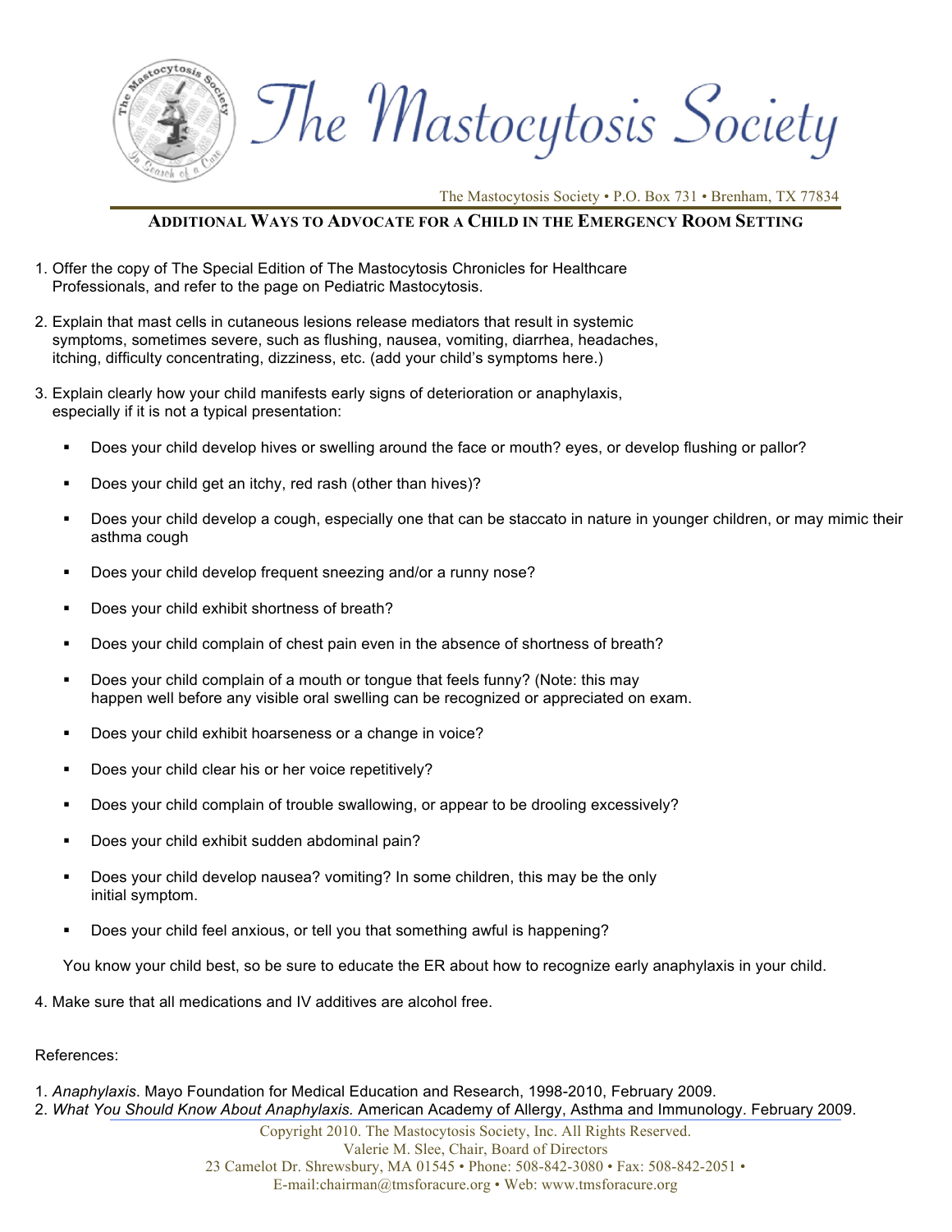# The Mastocytosis Society

The Mastocytosis Society • P.O. Box 731 • Brenham, TX 77834

## Additional Ways to Advocate for a Child in the Emergency Room Setting

1. Offer the copy of The Special Edition of The Mastocytosis Chronicles for Healthcare Professionals, and refer to the page on Pediatric Mastocytosis.

2. Explain that mast cells in cutaneous lesions release mediators that result in systemic symptoms, sometimes severe, such as flushing, nausea, vomiting, diarrhea, headaches, itching, difficulty concentrating, dizziness, etc. (add your child's symptoms here.)

3. Explain clearly how your child manifests early signs of deterioration or anaphylaxis, especially if it is not a typical presentation:

   - Does your child develop hives or swelling around the face or mouth? eyes, or develop flushing or pallor?
   - Does your child get an itchy, red rash (other than hives)?
   - Does your child develop a cough, especially one that can be staccato in nature in younger children, or may mimic their asthma cough
   - Does your child develop frequent sneezing and/or a runny nose?
   - Does your child exhibit shortness of breath?
   - Does your child complain of chest pain even in the absence of shortness of breath?
   - Does your child complain of a mouth or tongue that feels funny? (Note: this may happen well before any visible oral swelling can be recognized or appreciated on exam.
   - Does your child exhibit hoarseness or a change in voice?
   - Does your child clear his or her voice repetitively?
   - Does your child complain of trouble swallowing, or appear to be drooling excessively?
   - Does your child exhibit sudden abdominal pain?
   - Does your child develop nausea? vomiting? In some children, this may be the only initial symptom.
   - Does your child feel anxious, or tell you that something awful is happening?

   You know your child best, so be sure to educate the ER about how to recognize early anaphylaxis in your child.

4. Make sure that all medications and IV additives are alcohol free.

References:

1. *Anaphylaxis*. Mayo Foundation for Medical Education and Research, 1998-2010, February 2009.
2. *What You Should Know About Anaphylaxis.* American Academy of Allergy, Asthma and Immunology. February 2009.

Copyright 2010. The Mastocytosis Society, Inc. All Rights Reserved.
Valerie M. Slee, Chair, Board of Directors
23 Camelot Dr. Shrewsbury, MA 01545 • Phone: 508-842-3080 • Fax: 508-842-2051 •
E-mail:chairman@tmsforacure.org • Web: www.tmsforacure.org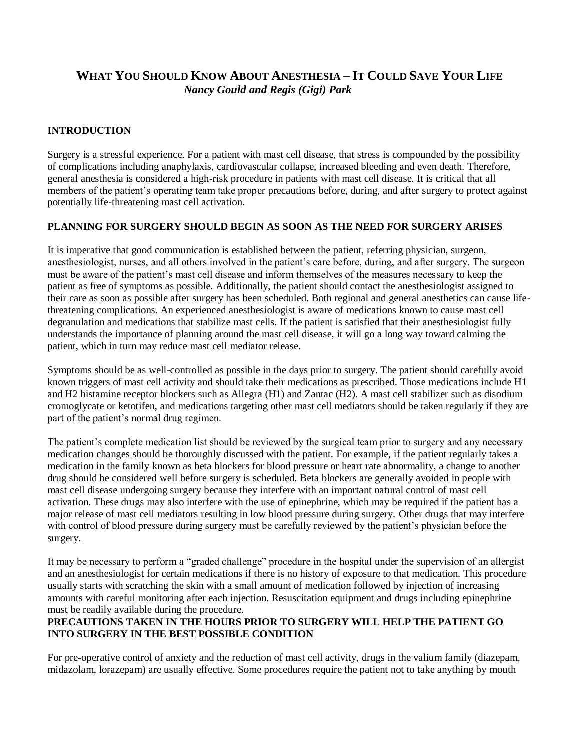# What You Should Know About Anesthesia – It Could Save Your Life

*Nancy Gould and Regis (Gigi) Park*

## INTRODUCTION

Surgery is a stressful experience. For a patient with mast cell disease, that stress is compounded by the possibility of complications including anaphylaxis, cardiovascular collapse, increased bleeding and even death. Therefore, general anesthesia is considered a high-risk procedure in patients with mast cell disease. It is critical that all members of the patient's operating team take proper precautions before, during, and after surgery to protect against potentially life-threatening mast cell activation.

## PLANNING FOR SURGERY SHOULD BEGIN AS SOON AS THE NEED FOR SURGERY ARISES

It is imperative that good communication is established between the patient, referring physician, surgeon, anesthesiologist, nurses, and all others involved in the patient's care before, during, and after surgery. The surgeon must be aware of the patient's mast cell disease and inform themselves of the measures necessary to keep the patient as free of symptoms as possible. Additionally, the patient should contact the anesthesiologist assigned to their care as soon as possible after surgery has been scheduled. Both regional and general anesthetics can cause life-threatening complications. An experienced anesthesiologist is aware of medications known to cause mast cell degranulation and medications that stabilize mast cells. If the patient is satisfied that their anesthesiologist fully understands the importance of planning around the mast cell disease, it will go a long way toward calming the patient, which in turn may reduce mast cell mediator release.

Symptoms should be as well-controlled as possible in the days prior to surgery. The patient should carefully avoid known triggers of mast cell activity and should take their medications as prescribed. Those medications include H1 and H2 histamine receptor blockers such as Allegra (H1) and Zantac (H2). A mast cell stabilizer such as disodium cromoglycate or ketotifen, and medications targeting other mast cell mediators should be taken regularly if they are part of the patient's normal drug regimen.

The patient's complete medication list should be reviewed by the surgical team prior to surgery and any necessary medication changes should be thoroughly discussed with the patient. For example, if the patient regularly takes a medication in the family known as beta blockers for blood pressure or heart rate abnormality, a change to another drug should be considered well before surgery is scheduled. Beta blockers are generally avoided in people with mast cell disease undergoing surgery because they interfere with an important natural control of mast cell activation. These drugs may also interfere with the use of epinephrine, which may be required if the patient has a major release of mast cell mediators resulting in low blood pressure during surgery. Other drugs that may interfere with control of blood pressure during surgery must be carefully reviewed by the patient's physician before the surgery.

It may be necessary to perform a "graded challenge" procedure in the hospital under the supervision of an allergist and an anesthesiologist for certain medications if there is no history of exposure to that medication. This procedure usually starts with scratching the skin with a small amount of medication followed by injection of increasing amounts with careful monitoring after each injection. Resuscitation equipment and drugs including epinephrine must be readily available during the procedure.

## PRECAUTIONS TAKEN IN THE HOURS PRIOR TO SURGERY WILL HELP THE PATIENT GO INTO SURGERY IN THE BEST POSSIBLE CONDITION

For pre-operative control of anxiety and the reduction of mast cell activity, drugs in the valium family (diazepam, midazolam, lorazepam) are usually effective. Some procedures require the patient not to take anything by mouth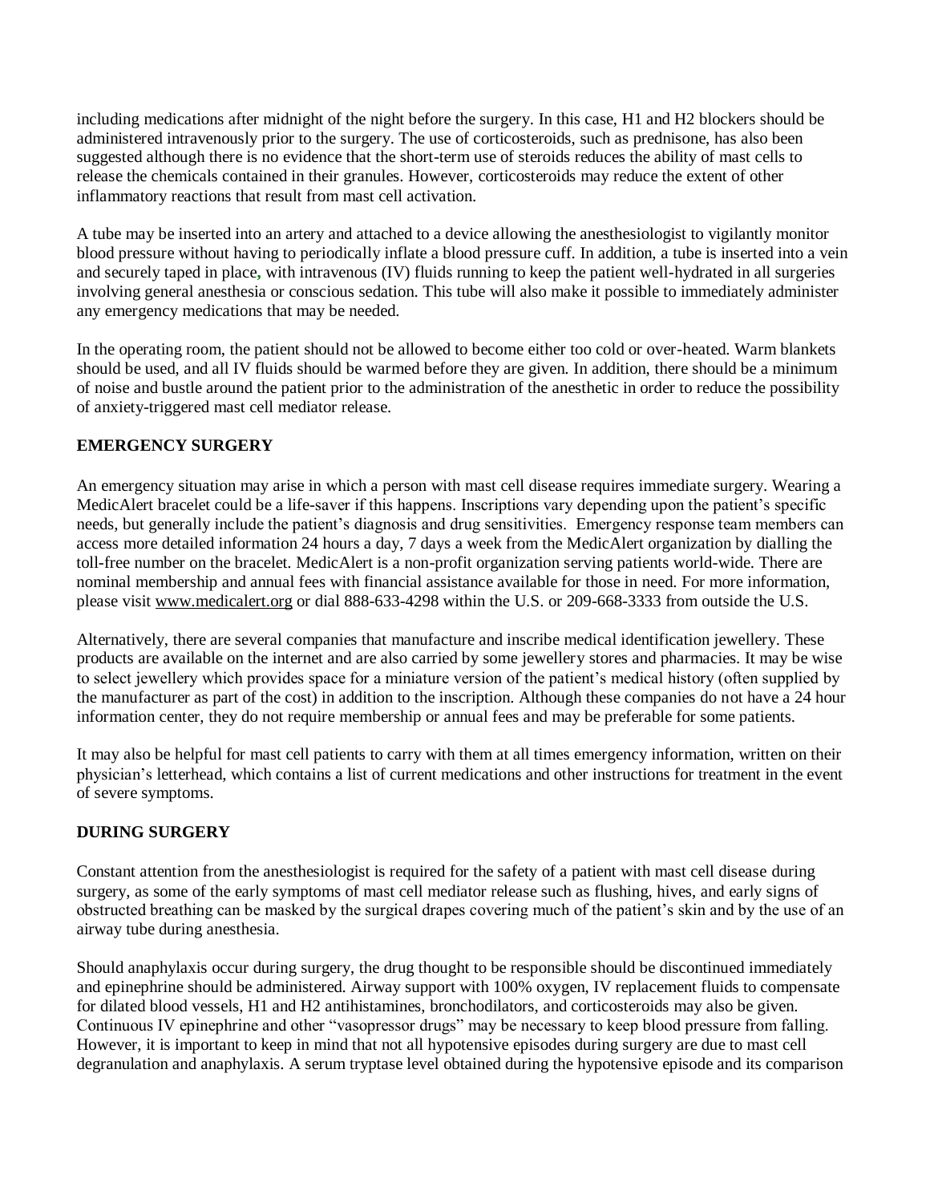including medications after midnight of the night before the surgery. In this case, H1 and H2 blockers should be administered intravenously prior to the surgery. The use of corticosteroids, such as prednisone, has also been suggested although there is no evidence that the short-term use of steroids reduces the ability of mast cells to release the chemicals contained in their granules. However, corticosteroids may reduce the extent of other inflammatory reactions that result from mast cell activation.

A tube may be inserted into an artery and attached to a device allowing the anesthesiologist to vigilantly monitor blood pressure without having to periodically inflate a blood pressure cuff. In addition, a tube is inserted into a vein and securely taped in place, with intravenous (IV) fluids running to keep the patient well-hydrated in all surgeries involving general anesthesia or conscious sedation. This tube will also make it possible to immediately administer any emergency medications that may be needed.

In the operating room, the patient should not be allowed to become either too cold or over-heated. Warm blankets should be used, and all IV fluids should be warmed before they are given. In addition, there should be a minimum of noise and bustle around the patient prior to the administration of the anesthetic in order to reduce the possibility of anxiety-triggered mast cell mediator release.

## EMERGENCY SURGERY

An emergency situation may arise in which a person with mast cell disease requires immediate surgery. Wearing a MedicAlert bracelet could be a life-saver if this happens. Inscriptions vary depending upon the patient's specific needs, but generally include the patient's diagnosis and drug sensitivities. Emergency response team members can access more detailed information 24 hours a day, 7 days a week from the MedicAlert organization by dialling the toll-free number on the bracelet. MedicAlert is a non-profit organization serving patients world-wide. There are nominal membership and annual fees with financial assistance available for those in need. For more information, please visit www.medicalert.org or dial 888-633-4298 within the U.S. or 209-668-3333 from outside the U.S.

Alternatively, there are several companies that manufacture and inscribe medical identification jewellery. These products are available on the internet and are also carried by some jewellery stores and pharmacies. It may be wise to select jewellery which provides space for a miniature version of the patient's medical history (often supplied by the manufacturer as part of the cost) in addition to the inscription. Although these companies do not have a 24 hour information center, they do not require membership or annual fees and may be preferable for some patients.

It may also be helpful for mast cell patients to carry with them at all times emergency information, written on their physician's letterhead, which contains a list of current medications and other instructions for treatment in the event of severe symptoms.

## DURING SURGERY

Constant attention from the anesthesiologist is required for the safety of a patient with mast cell disease during surgery, as some of the early symptoms of mast cell mediator release such as flushing, hives, and early signs of obstructed breathing can be masked by the surgical drapes covering much of the patient's skin and by the use of an airway tube during anesthesia.

Should anaphylaxis occur during surgery, the drug thought to be responsible should be discontinued immediately and epinephrine should be administered. Airway support with 100% oxygen, IV replacement fluids to compensate for dilated blood vessels, H1 and H2 antihistamines, bronchodilators, and corticosteroids may also be given. Continuous IV epinephrine and other "vasopressor drugs" may be necessary to keep blood pressure from falling. However, it is important to keep in mind that not all hypotensive episodes during surgery are due to mast cell degranulation and anaphylaxis. A serum tryptase level obtained during the hypotensive episode and its comparison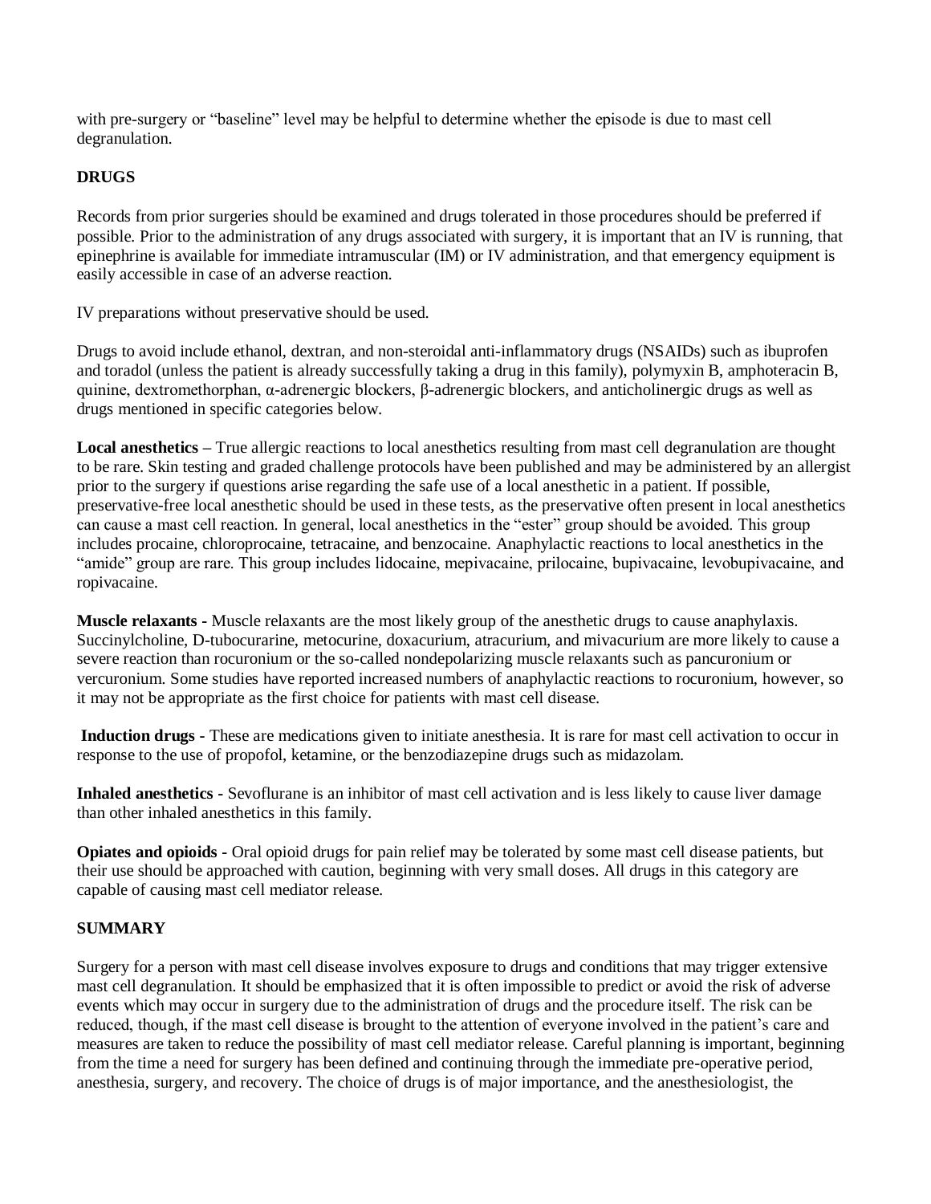with pre-surgery or "baseline" level may be helpful to determine whether the episode is due to mast cell degranulation.

## DRUGS

Records from prior surgeries should be examined and drugs tolerated in those procedures should be preferred if possible. Prior to the administration of any drugs associated with surgery, it is important that an IV is running, that epinephrine is available for immediate intramuscular (IM) or IV administration, and that emergency equipment is easily accessible in case of an adverse reaction.

IV preparations without preservative should be used.

Drugs to avoid include ethanol, dextran, and non-steroidal anti-inflammatory drugs (NSAIDs) such as ibuprofen and toradol (unless the patient is already successfully taking a drug in this family), polymyxin B, amphoteracin B, quinine, dextromethorphan, α-adrenergic blockers, β-adrenergic blockers, and anticholinergic drugs as well as drugs mentioned in specific categories below.

**Local anesthetics** – True allergic reactions to local anesthetics resulting from mast cell degranulation are thought to be rare. Skin testing and graded challenge protocols have been published and may be administered by an allergist prior to the surgery if questions arise regarding the safe use of a local anesthetic in a patient. If possible, preservative-free local anesthetic should be used in these tests, as the preservative often present in local anesthetics can cause a mast cell reaction. In general, local anesthetics in the "ester" group should be avoided. This group includes procaine, chloroprocaine, tetracaine, and benzocaine. Anaphylactic reactions to local anesthetics in the "amide" group are rare. This group includes lidocaine, mepivacaine, prilocaine, bupivacaine, levobupivacaine, and ropivacaine.

**Muscle relaxants** - Muscle relaxants are the most likely group of the anesthetic drugs to cause anaphylaxis. Succinylcholine, D-tubocurarine, metocurine, doxacurium, atracurium, and mivacurium are more likely to cause a severe reaction than rocuronium or the so-called nondepolarizing muscle relaxants such as pancuronium or vercuronium. Some studies have reported increased numbers of anaphylactic reactions to rocuronium, however, so it may not be appropriate as the first choice for patients with mast cell disease.

**Induction drugs** - These are medications given to initiate anesthesia. It is rare for mast cell activation to occur in response to the use of propofol, ketamine, or the benzodiazepine drugs such as midazolam.

**Inhaled anesthetics** - Sevoflurane is an inhibitor of mast cell activation and is less likely to cause liver damage than other inhaled anesthetics in this family.

**Opiates and opioids** - Oral opioid drugs for pain relief may be tolerated by some mast cell disease patients, but their use should be approached with caution, beginning with very small doses. All drugs in this category are capable of causing mast cell mediator release.

## SUMMARY

Surgery for a person with mast cell disease involves exposure to drugs and conditions that may trigger extensive mast cell degranulation. It should be emphasized that it is often impossible to predict or avoid the risk of adverse events which may occur in surgery due to the administration of drugs and the procedure itself. The risk can be reduced, though, if the mast cell disease is brought to the attention of everyone involved in the patient's care and measures are taken to reduce the possibility of mast cell mediator release. Careful planning is important, beginning from the time a need for surgery has been defined and continuing through the immediate pre-operative period, anesthesia, surgery, and recovery. The choice of drugs is of major importance, and the anesthesiologist, the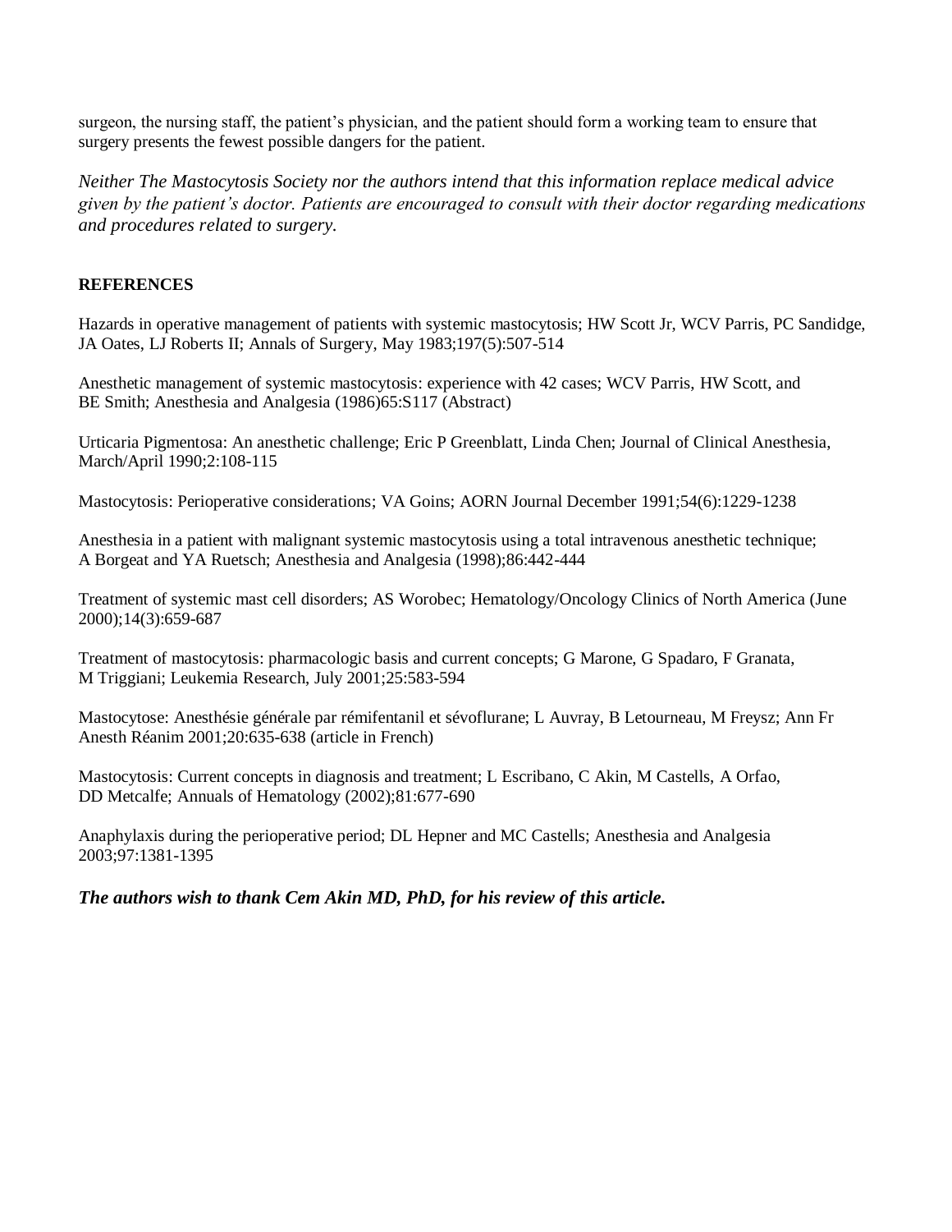surgeon, the nursing staff, the patient's physician, and the patient should form a working team to ensure that surgery presents the fewest possible dangers for the patient.

*Neither The Mastocytosis Society nor the authors intend that this information replace medical advice given by the patient's doctor. Patients are encouraged to consult with their doctor regarding medications and procedures related to surgery.*

**REFERENCES**

Hazards in operative management of patients with systemic mastocytosis; HW Scott Jr, WCV Parris, PC Sandidge, JA Oates, LJ Roberts II; Annals of Surgery, May 1983;197(5):507-514

Anesthetic management of systemic mastocytosis: experience with 42 cases; WCV Parris, HW Scott, and BE Smith; Anesthesia and Analgesia (1986)65:S117 (Abstract)

Urticaria Pigmentosa: An anesthetic challenge; Eric P Greenblatt, Linda Chen; Journal of Clinical Anesthesia, March/April 1990;2:108-115

Mastocytosis: Perioperative considerations; VA Goins; AORN Journal December 1991;54(6):1229-1238

Anesthesia in a patient with malignant systemic mastocytosis using a total intravenous anesthetic technique; A Borgeat and YA Ruetsch; Anesthesia and Analgesia (1998);86:442-444

Treatment of systemic mast cell disorders; AS Worobec; Hematology/Oncology Clinics of North America (June 2000);14(3):659-687

Treatment of mastocytosis: pharmacologic basis and current concepts; G Marone, G Spadaro, F Granata, M Triggiani; Leukemia Research, July 2001;25:583-594

Mastocytose: Anesthésie générale par rémifentanil et sévoflurane; L Auvray, B Letourneau, M Freysz; Ann Fr Anesth Réanim 2001;20:635-638 (article in French)

Mastocytosis: Current concepts in diagnosis and treatment; L Escribano, C Akin, M Castells, A Orfao, DD Metcalfe; Annuals of Hematology (2002);81:677-690

Anaphylaxis during the perioperative period; DL Hepner and MC Castells; Anesthesia and Analgesia 2003;97:1381-1395

***The authors wish to thank Cem Akin MD, PhD, for his review of this article.***